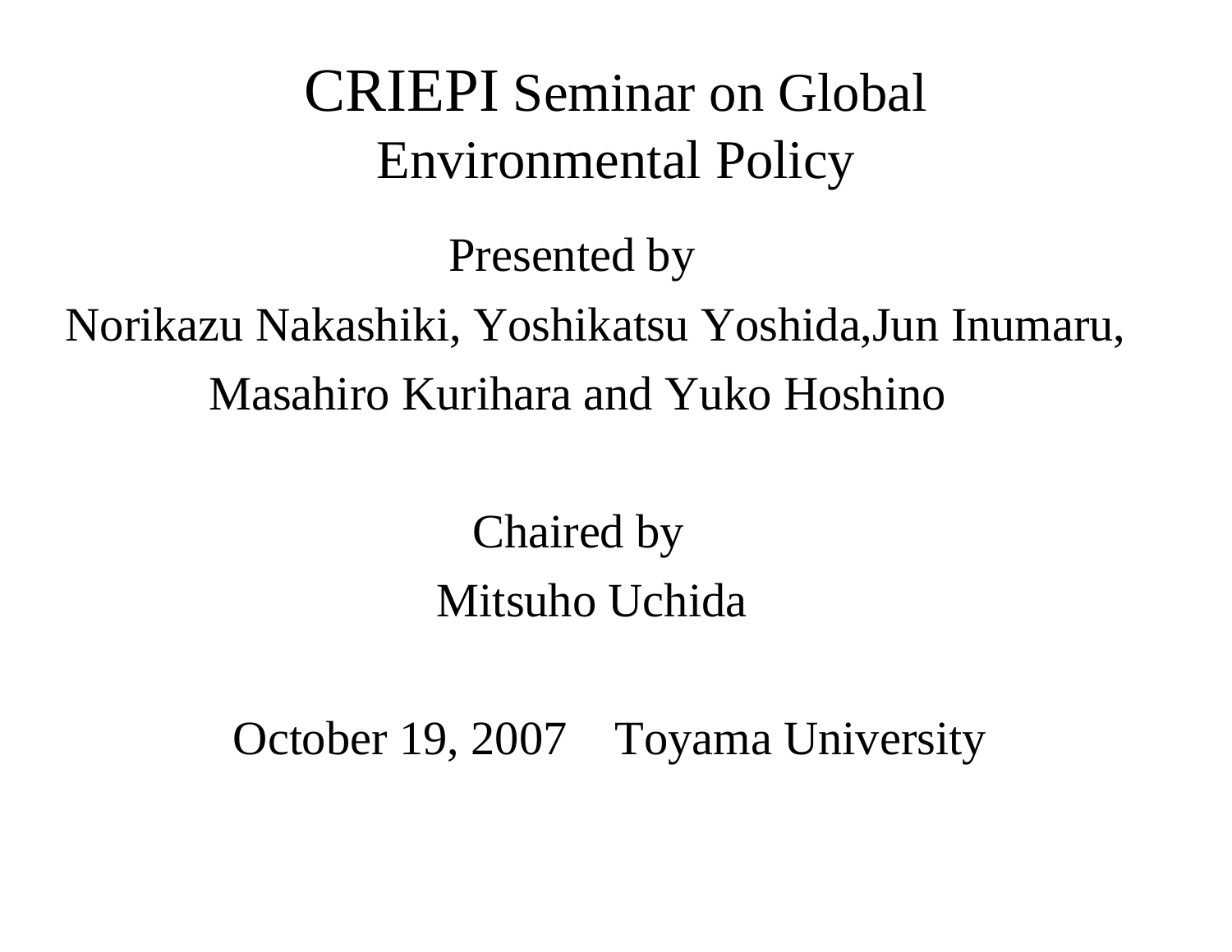# CRIEPI Seminar on Global Environmental Policy

Presented by

Norikazu Nakashiki, Yoshikatsu Yoshida,Jun Inumaru,

Masahiro Kurihara and Yuko Hoshino

Chaired by

Mitsuho Uchida

October 19, 2007 Toyama University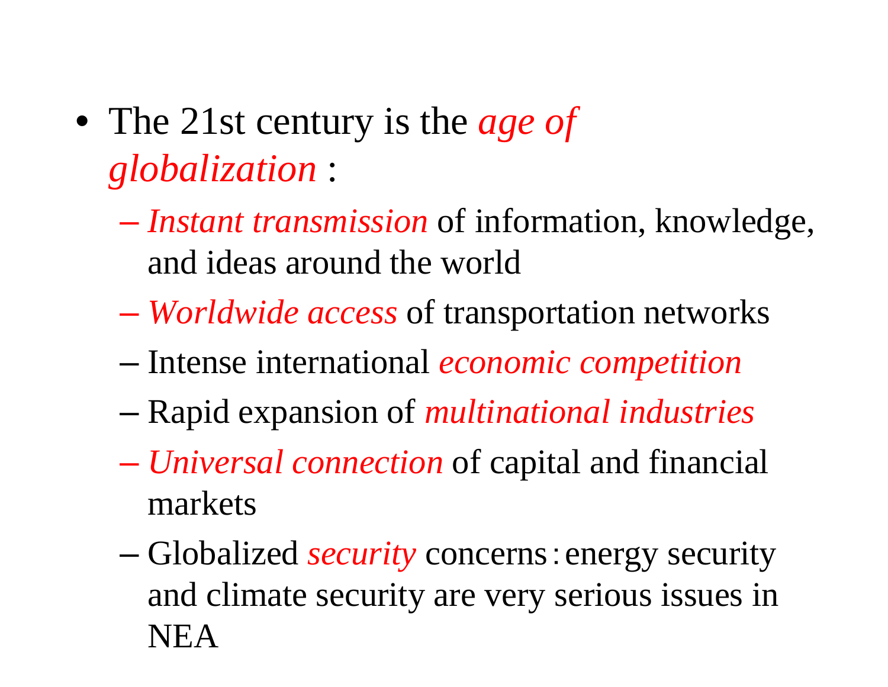- The 21st century is the *age of globalization* :
  - *Instant transmission* of information, knowledge, and ideas around the world
  - *Worldwide access* of transportation networks
  - Intense international *economic competition*
  - Rapid expansion of *multinational industries*
  - *Universal connection* of capital and financial markets
  - Globalized *security* concerns：energy security and climate security are very serious issues in NEA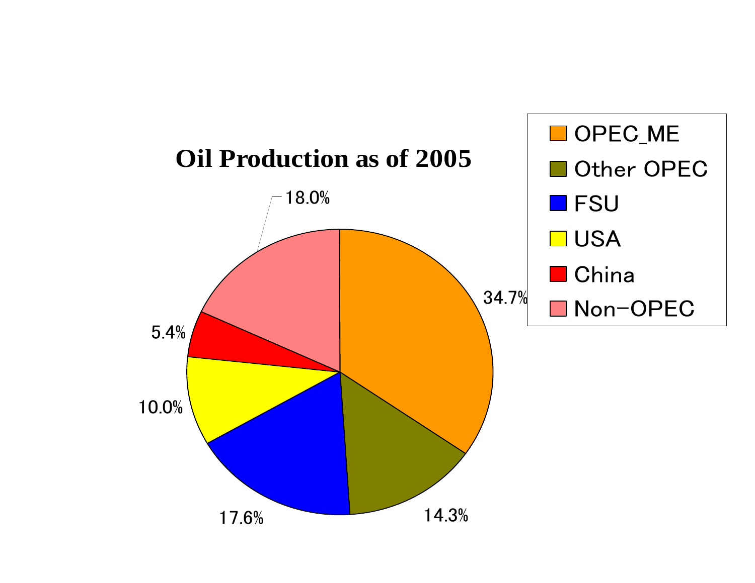# Oil Production as of 2005

| Region | Share |
| --- | --- |
| OPEC_ME | 34.7% |
| Other OPEC | 14.3% |
| FSU | 17.6% |
| USA | 10.0% |
| China | 5.4% |
| Non-OPEC | 18.0% |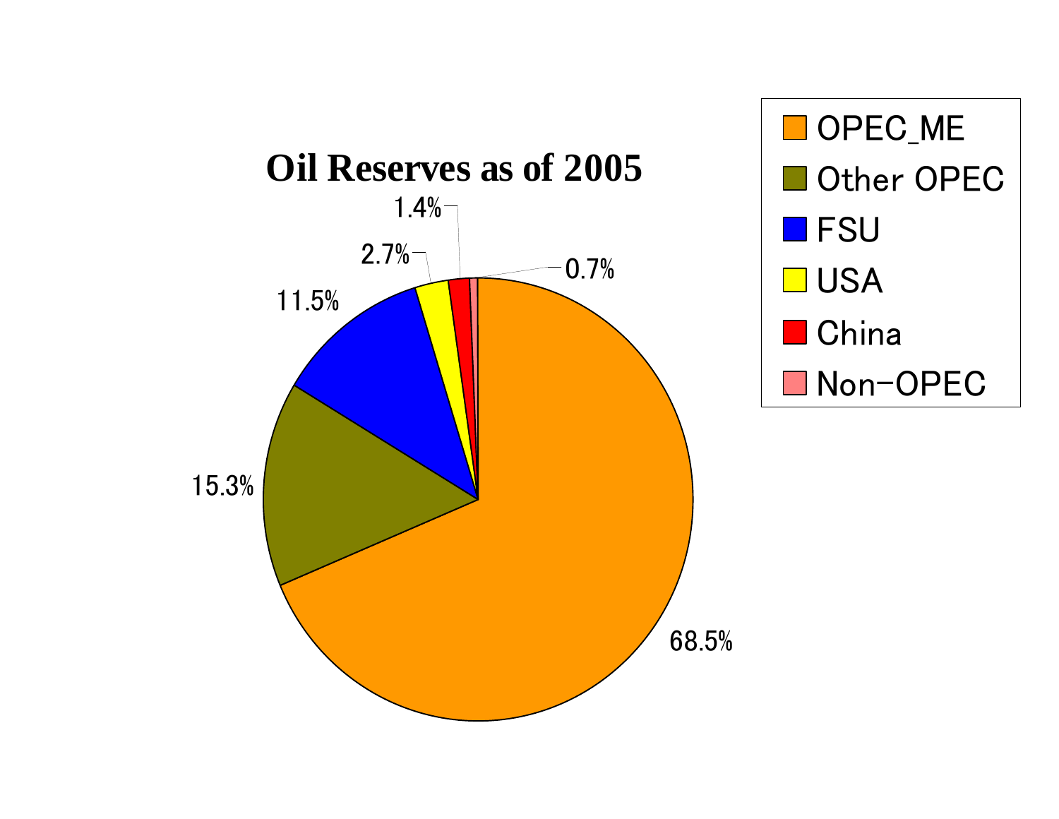# Oil Reserves as of 2005

| Region | Share |
|---|---|
| OPEC_ME | 68.5% |
| Other OPEC | 15.3% |
| FSU | 11.5% |
| USA | 2.7% |
| China | 1.4% |
| Non-OPEC | 0.7% |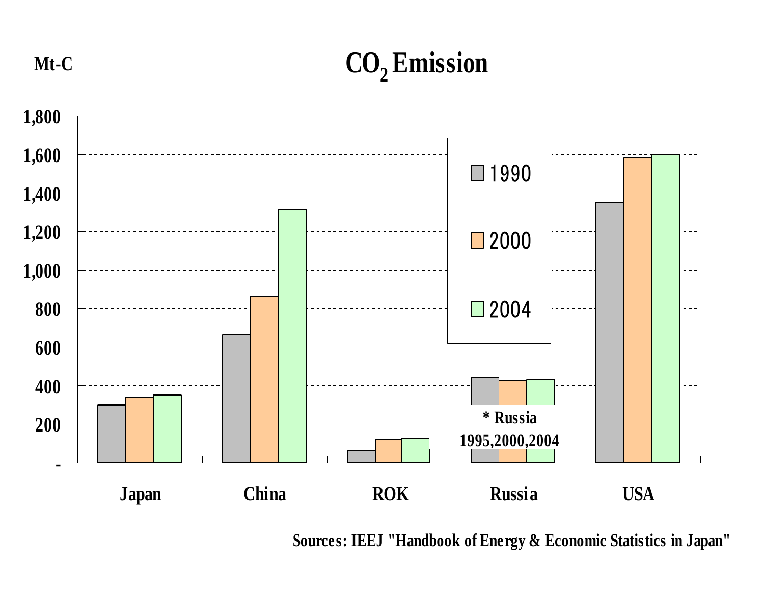# $CO_2$ Emission

Mt-C

1,800
1,600
1,400
1,200
1,000
800
600
400
200
-

1990
2000
2004

Japan China ROK Russia USA

* Russia
1995,2000,2004

Sources: IEEJ "Handbook of Energy & Economic Statistics in Japan"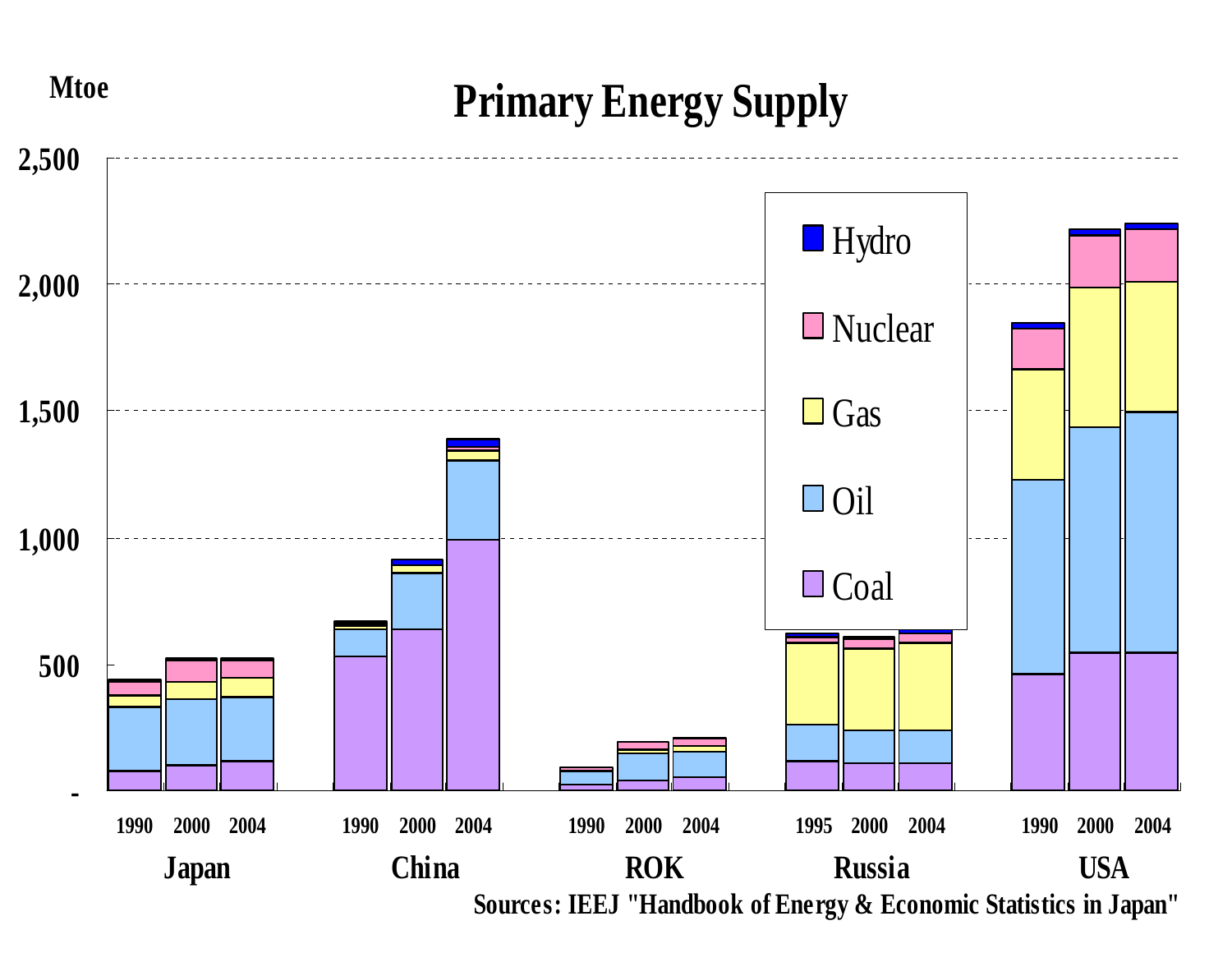# Primary Energy Supply

Mtoe

Legend: Hydro, Nuclear, Gas, Oil, Coal

Y-axis: -, 500, 1,000, 1,500, 2,000, 2,500

| Japan | | | China | | | ROK | | | Russia | | | USA | | |
|---|---|---|---|---|---|---|---|---|---|---|---|---|---|---|
| 1990 | 2000 | 2004 | 1990 | 2000 | 2004 | 1990 | 2000 | 2004 | 1995 | 2000 | 2004 | 1990 | 2000 | 2004 |

Sources: IEEJ "Handbook of Energy & Economic Statistics in Japan"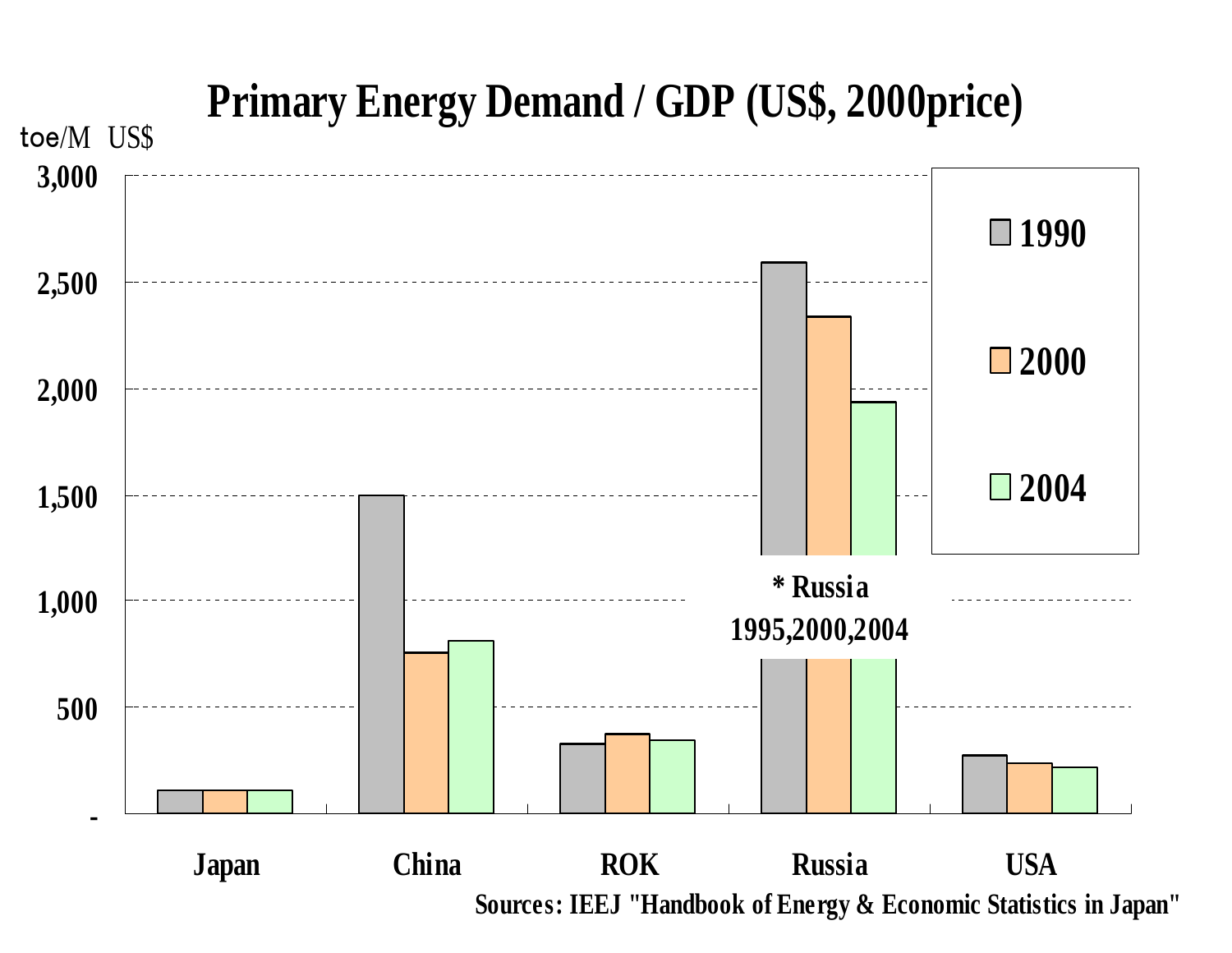# Primary Energy Demand / GDP (US$, 2000price)

toe/M US$

| | 1990 | 2000 | 2004 |
|---|---|---|---|
| Japan | ~110 | ~110 | ~110 |
| China | ~1,500 | ~760 | ~810 |
| ROK | ~330 | ~375 | ~345 |
| Russia* | ~2,590 | ~2,340 | ~1,940 |
| USA | ~275 | ~240 | ~220 |

\* Russia 1995,2000,2004

Sources: IEEJ "Handbook of Energy & Economic Statistics in Japan"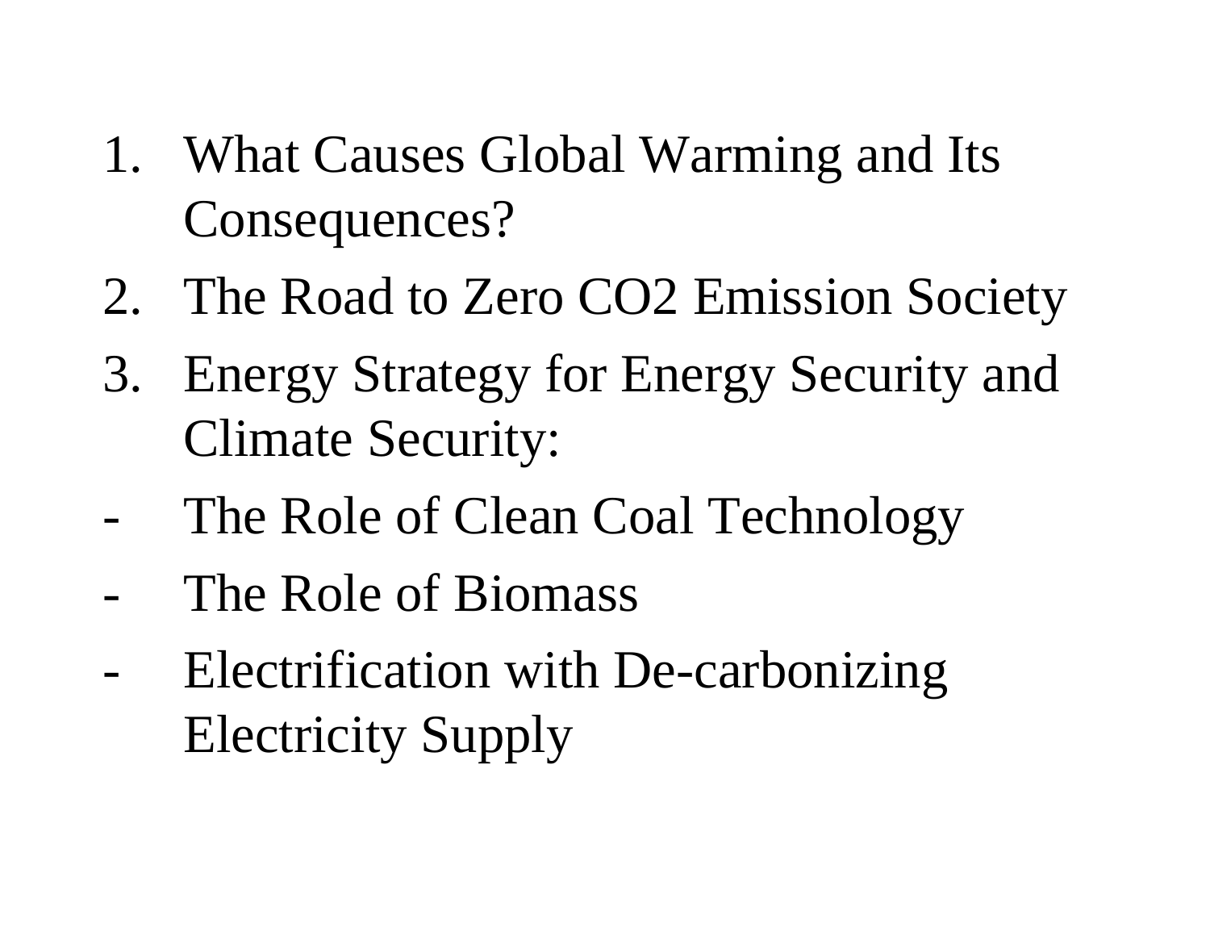1. What Causes Global Warming and Its Consequences?
2. The Road to Zero CO2 Emission Society
3. Energy Strategy for Energy Security and Climate Security:

- The Role of Clean Coal Technology
- The Role of Biomass
- Electrification with De-carbonizing Electricity Supply